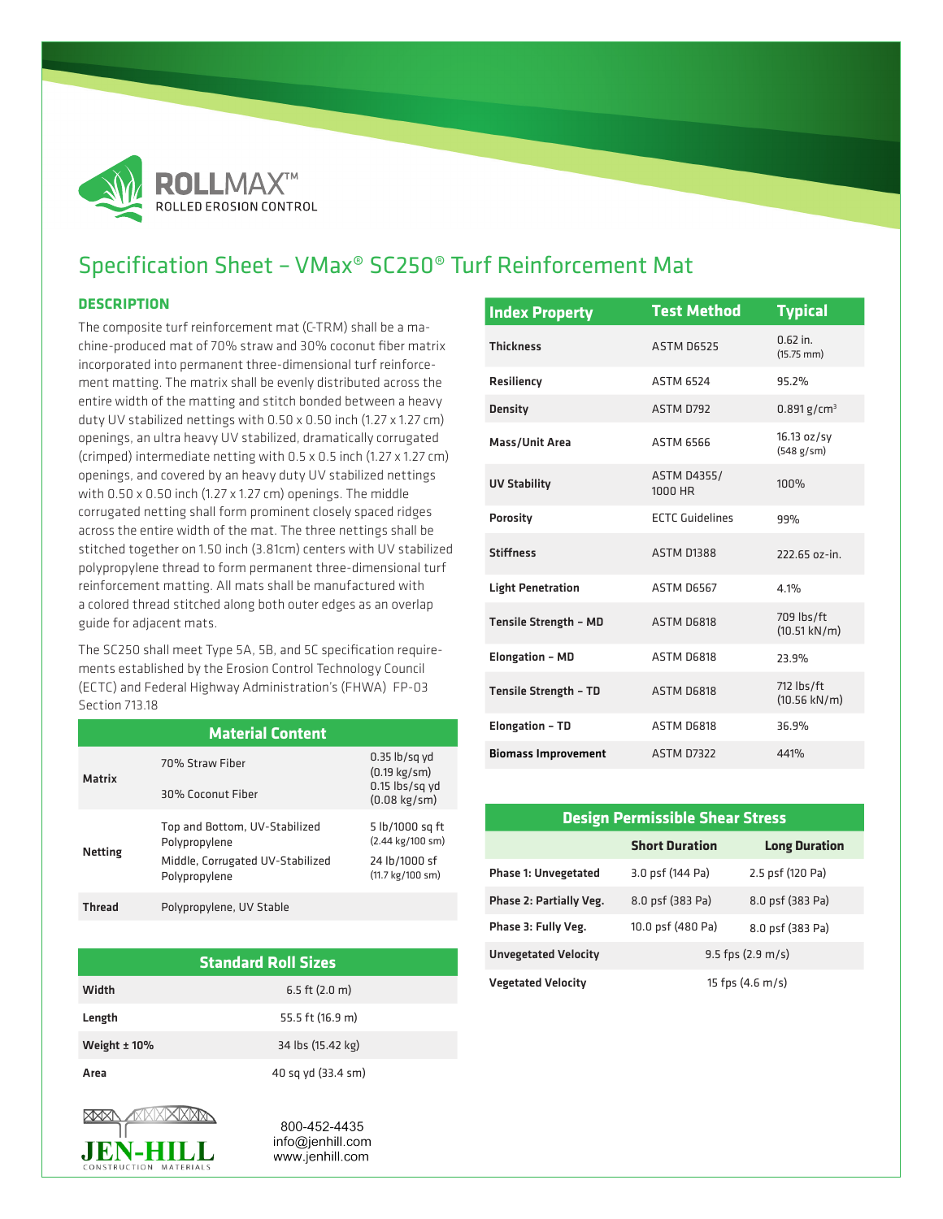ROLLMAX™
ROLLED EROSION CONTROL

# Specification Sheet – VMax® SC250® Turf Reinforcement Mat

## DESCRIPTION

The composite turf reinforcement mat (C-TRM) shall be a machine-produced mat of 70% straw and 30% coconut fiber matrix incorporated into permanent three-dimensional turf reinforcement matting. The matrix shall be evenly distributed across the entire width of the matting and stitch bonded between a heavy duty UV stabilized nettings with 0.50 x 0.50 inch (1.27 x 1.27 cm) openings, an ultra heavy UV stabilized, dramatically corrugated (crimped) intermediate netting with 0.5 x 0.5 inch (1.27 x 1.27 cm) openings, and covered by an heavy duty UV stabilized nettings with 0.50 x 0.50 inch (1.27 x 1.27 cm) openings. The middle corrugated netting shall form prominent closely spaced ridges across the entire width of the mat. The three nettings shall be stitched together on 1.50 inch (3.81cm) centers with UV stabilized polypropylene thread to form permanent three-dimensional turf reinforcement matting. All mats shall be manufactured with a colored thread stitched along both outer edges as an overlap guide for adjacent mats.

The SC250 shall meet Type 5A, 5B, and 5C specification requirements established by the Erosion Control Technology Council (ECTC) and Federal Highway Administration's (FHWA) FP-03 Section 713.18

| Material Content | | |
|---|---|---|
| **Matrix** | 70% Straw Fiber | 0.35 lb/sq yd (0.19 kg/sm) |
| | 30% Coconut Fiber | 0.15 lbs/sq yd (0.08 kg/sm) |
| **Netting** | Top and Bottom, UV-Stabilized Polypropylene | 5 lb/1000 sq ft (2.44 kg/100 sm) |
| | Middle, Corrugated UV-Stabilized Polypropylene | 24 lb/1000 sf (11.7 kg/100 sm) |
| **Thread** | Polypropylene, UV Stable | |

| Standard Roll Sizes | |
|---|---|
| **Width** | 6.5 ft (2.0 m) |
| **Length** | 55.5 ft (16.9 m) |
| **Weight ± 10%** | 34 lbs (15.42 kg) |
| **Area** | 40 sq yd (33.4 sm) |

| Index Property | Test Method | Typical |
|---|---|---|
| **Thickness** | ASTM D6525 | 0.62 in. (15.75 mm) |
| **Resiliency** | ASTM 6524 | 95.2% |
| **Density** | ASTM D792 | 0.891 g/cm$^3$ |
| **Mass/Unit Area** | ASTM 6566 | 16.13 oz/sy (548 g/sm) |
| **UV Stability** | ASTM D4355/ 1000 HR | 100% |
| **Porosity** | ECTC Guidelines | 99% |
| **Stiffness** | ASTM D1388 | 222.65 oz-in. |
| **Light Penetration** | ASTM D6567 | 4.1% |
| **Tensile Strength – MD** | ASTM D6818 | 709 lbs/ft (10.51 kN/m) |
| **Elongation – MD** | ASTM D6818 | 23.9% |
| **Tensile Strength – TD** | ASTM D6818 | 712 lbs/ft (10.56 kN/m) |
| **Elongation – TD** | ASTM D6818 | 36.9% |
| **Biomass Improvement** | ASTM D7322 | 441% |

| Design Permissible Shear Stress | | |
|---|---|---|
| | **Short Duration** | **Long Duration** |
| **Phase 1: Unvegetated** | 3.0 psf (144 Pa) | 2.5 psf (120 Pa) |
| **Phase 2: Partially Veg.** | 8.0 psf (383 Pa) | 8.0 psf (383 Pa) |
| **Phase 3: Fully Veg.** | 10.0 psf (480 Pa) | 8.0 psf (383 Pa) |
| **Unvegetated Velocity** | 9.5 fps (2.9 m/s) | |
| **Vegetated Velocity** | 15 fps (4.6 m/s) | |

JEN-HILL CONSTRUCTION MATERIALS

800-452-4435
info@jenhill.com
www.jenhill.com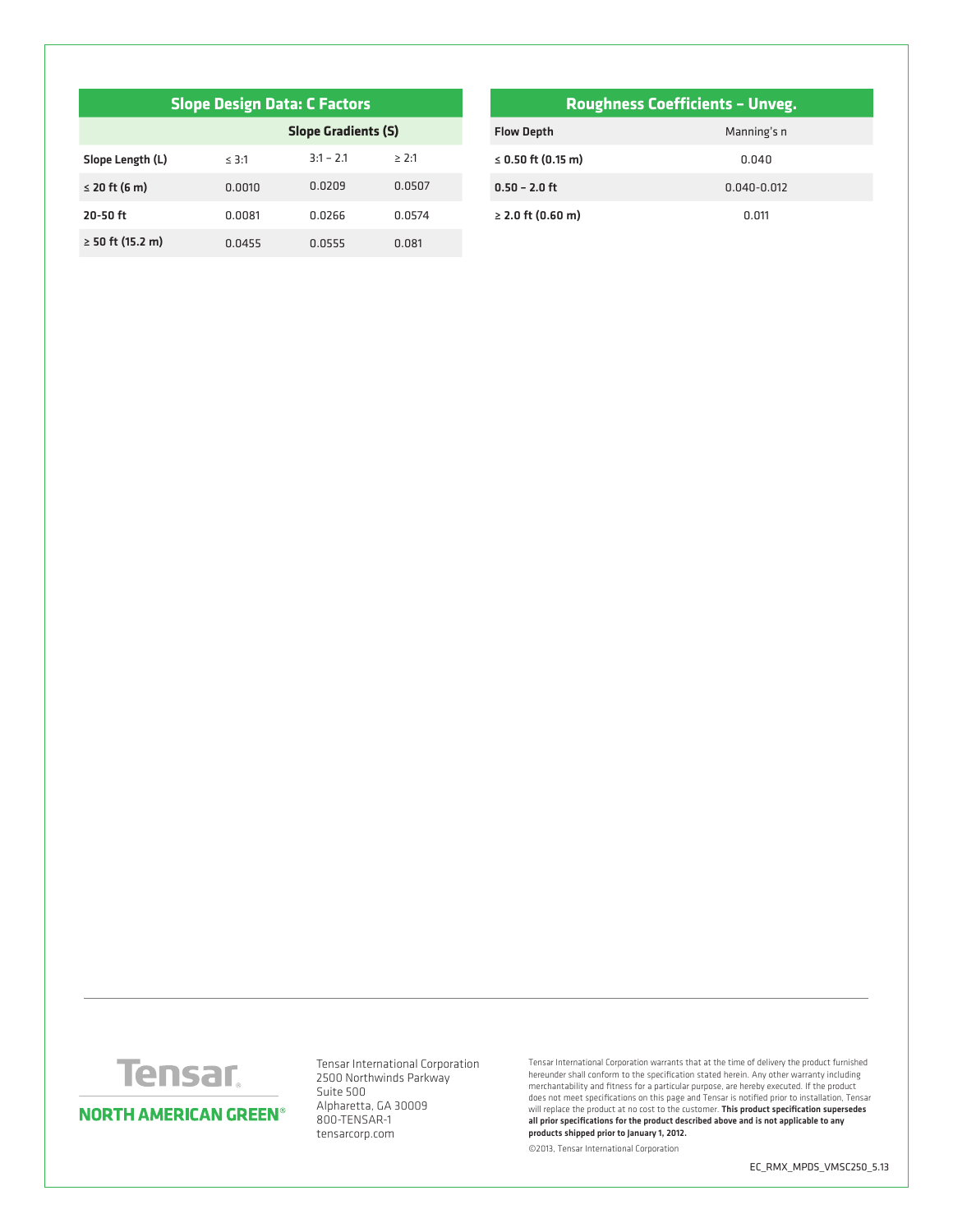## Slope Design Data: C Factors

| | Slope Gradients (S) | | |
|---|---|---|---|
| Slope Length (L) | ≤ 3:1 | 3:1 – 2:1 | ≥ 2:1 |
| ≤ 20 ft (6 m) | 0.0010 | 0.0209 | 0.0507 |
| 20-50 ft | 0.0081 | 0.0266 | 0.0574 |
| ≥ 50 ft (15.2 m) | 0.0455 | 0.0555 | 0.081 |

## Roughness Coefficients – Unveg.

| Flow Depth | Manning's n |
|---|---|
| ≤ 0.50 ft (0.15 m) | 0.040 |
| 0.50 – 2.0 ft | 0.040-0.012 |
| ≥ 2.0 ft (0.60 m) | 0.011 |

---

Tensar

NORTH AMERICAN GREEN®

Tensar International Corporation
2500 Northwinds Parkway
Suite 500
Alpharetta, GA 30009
800-TENSAR-1
tensarcorp.com

Tensar International Corporation warrants that at the time of delivery the product furnished hereunder shall conform to the specification stated herein. Any other warranty including merchantability and fitness for a particular purpose, are hereby executed. If the product does not meet specifications on this page and Tensar is notified prior to installation, Tensar will replace the product at no cost to the customer. **This product specification supersedes all prior specifications for the product described above and is not applicable to any products shipped prior to January 1, 2012.**

©2013, Tensar International Corporation

EC_RMX_MPDS_VMSC250_5.13